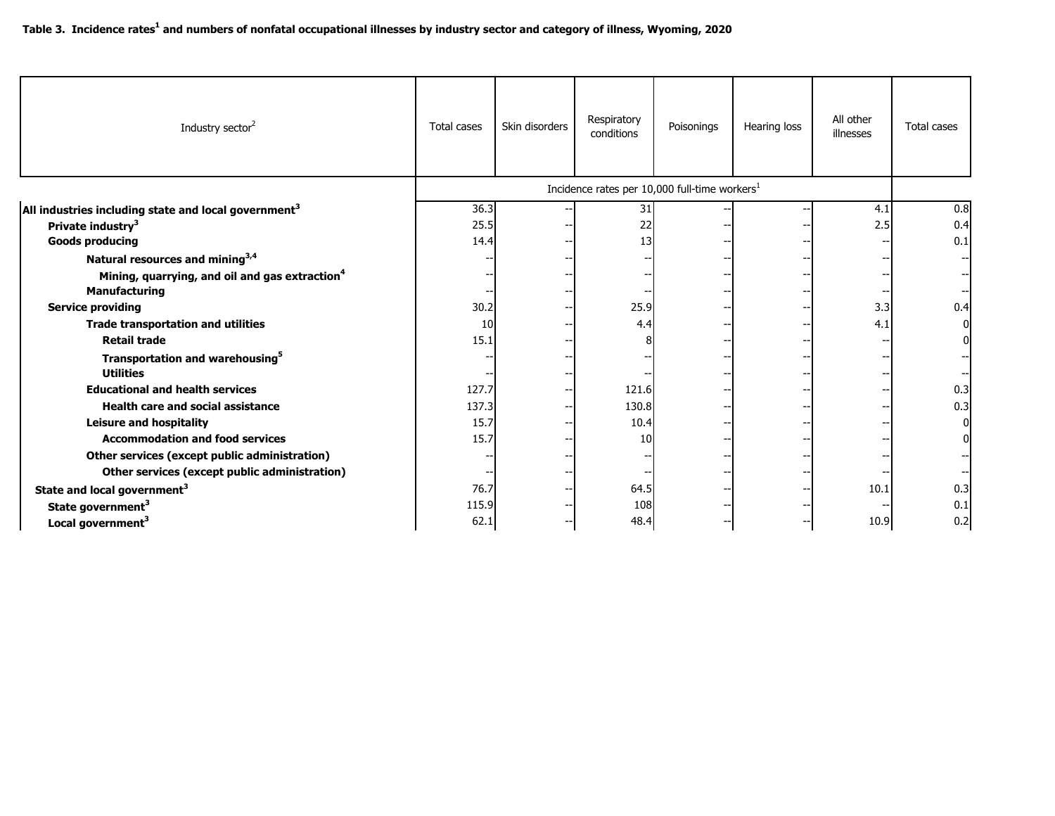**Table 3. Incidence rates[1] and numbers of nonfatal occupational illnesses by industry sector and category of illness, Wyoming, 2020**

| Industry sector[2] | Total cases | Skin disorders | Respiratory conditions | Poisonings | Hearing loss | All other illnesses | Total cases |
|---|---|---|---|---|---|---|---|
| | Incidence rates per 10,000 full-time workers[1] | | | | | | |
| **All industries including state and local government[3]** | 36.3 | -- | 31 | -- | -- | 4.1 | 0.8 |
| **Private industry[3]** | 25.5 | -- | 22 | -- | -- | 2.5 | 0.4 |
| **Goods producing** | 14.4 | -- | 13 | -- | -- | -- | 0.1 |
| **Natural resources and mining[3,4]** | -- | -- | -- | -- | -- | -- | -- |
| **Mining, quarrying, and oil and gas extraction[4]** | -- | -- | -- | -- | -- | -- | -- |
| **Manufacturing** | -- | -- | -- | -- | -- | -- | -- |
| **Service providing** | 30.2 | -- | 25.9 | -- | -- | 3.3 | 0.4 |
| **Trade transportation and utilities** | 10 | -- | 4.4 | -- | -- | 4.1 | 0 |
| **Retail trade** | 15.1 | -- | 8 | -- | -- | -- | 0 |
| **Transportation and warehousing[5]** | -- | -- | -- | -- | -- | -- | -- |
| **Utilities** | -- | -- | -- | -- | -- | -- | -- |
| **Educational and health services** | 127.7 | -- | 121.6 | -- | -- | -- | 0.3 |
| **Health care and social assistance** | 137.3 | -- | 130.8 | -- | -- | -- | 0.3 |
| **Leisure and hospitality** | 15.7 | -- | 10.4 | -- | -- | -- | 0 |
| **Accommodation and food services** | 15.7 | -- | 10 | -- | -- | -- | 0 |
| **Other services (except public administration)** | -- | -- | -- | -- | -- | -- | -- |
| **Other services (except public administration)** | -- | -- | -- | -- | -- | -- | -- |
| **State and local government[3]** | 76.7 | -- | 64.5 | -- | -- | 10.1 | 0.3 |
| **State government[3]** | 115.9 | -- | 108 | -- | -- | -- | 0.1 |
| **Local government[3]** | 62.1 | -- | 48.4 | -- | -- | 10.9 | 0.2 |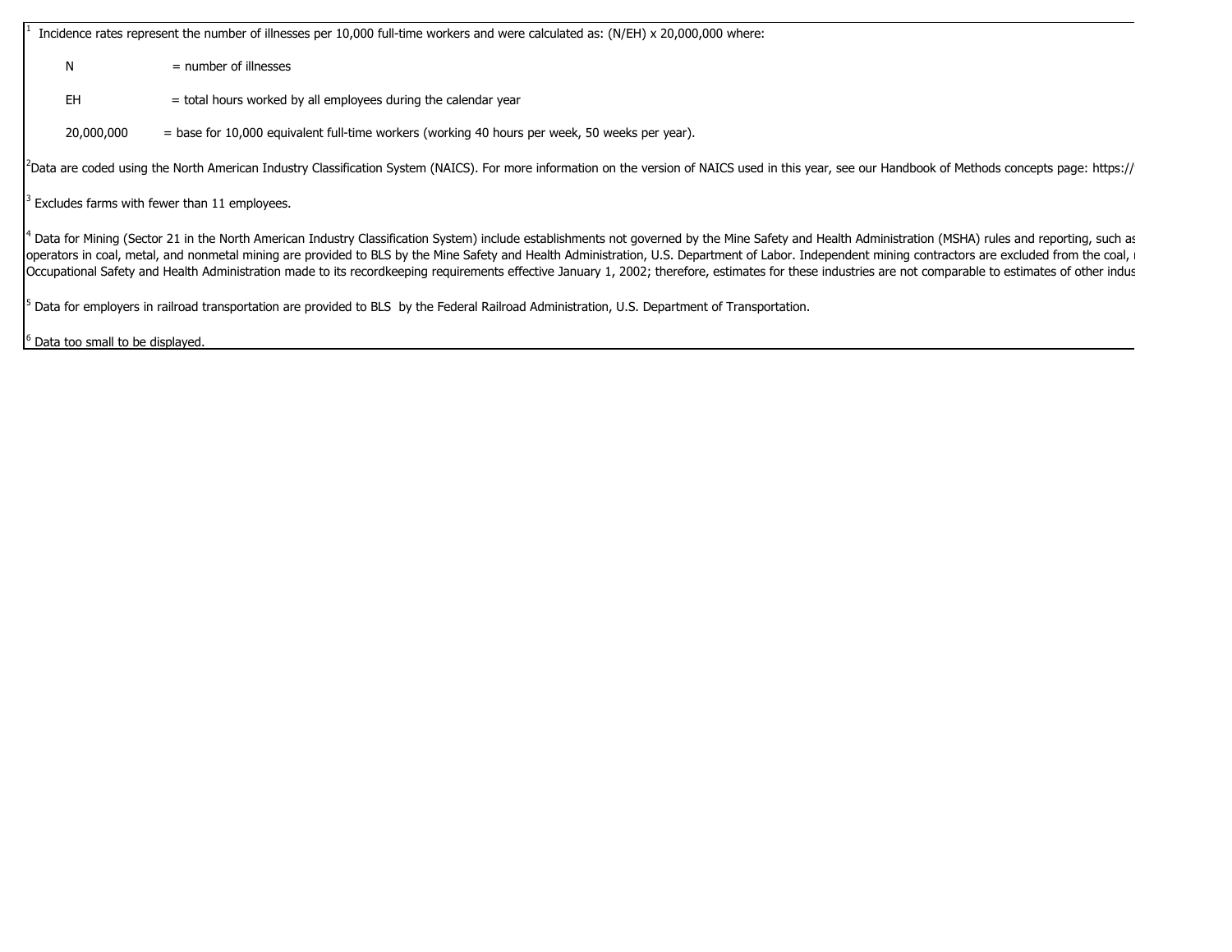[1] Incidence rates represent the number of illnesses per 10,000 full-time workers and were calculated as: (N/EH) x 20,000,000 where:

N = number of illnesses

EH = total hours worked by all employees during the calendar year

20,000,000 = base for 10,000 equivalent full-time workers (working 40 hours per week, 50 weeks per year).

[2] Data are coded using the North American Industry Classification System (NAICS). For more information on the version of NAICS used in this year, see our Handbook of Methods concepts page: https://

[3] Excludes farms with fewer than 11 employees.

[4] Data for Mining (Sector 21 in the North American Industry Classification System) include establishments not governed by the Mine Safety and Health Administration (MSHA) rules and reporting, such as operators in coal, metal, and nonmetal mining are provided to BLS by the Mine Safety and Health Administration, U.S. Department of Labor. Independent mining contractors are excluded from the coal, Occupational Safety and Health Administration made to its recordkeeping requirements effective January 1, 2002; therefore, estimates for these industries are not comparable to estimates of other indus

[5] Data for employers in railroad transportation are provided to BLS by the Federal Railroad Administration, U.S. Department of Transportation.

[6] Data too small to be displayed.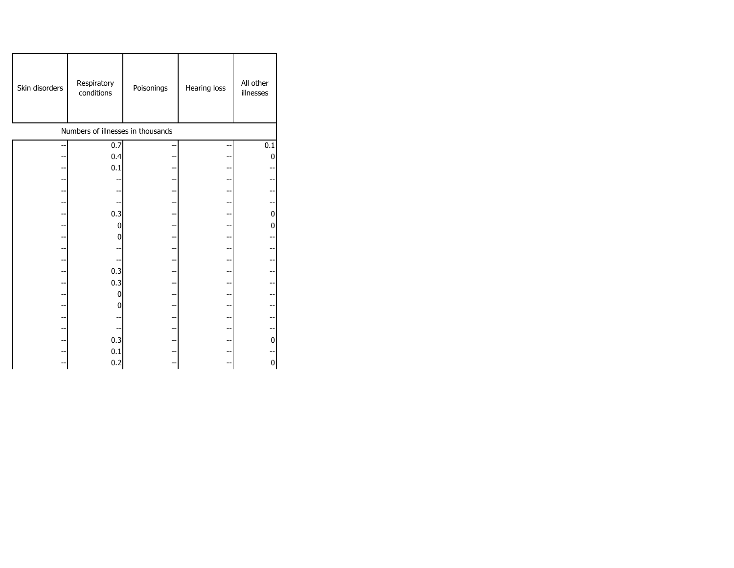| Skin disorders | Respiratory conditions | Poisonings | Hearing loss | All other illnesses |
|---|---|---|---|---|
| Numbers of illnesses in thousands | | | | |
| -- | 0.7 | -- | -- | 0.1 |
| -- | 0.4 | -- | -- | 0 |
| -- | 0.1 | -- | -- | -- |
| -- | -- | -- | -- | -- |
| -- | -- | -- | -- | -- |
| -- | -- | -- | -- | -- |
| -- | 0.3 | -- | -- | 0 |
| -- | 0 | -- | -- | 0 |
| -- | 0 | -- | -- | -- |
| -- | -- | -- | -- | -- |
| -- | -- | -- | -- | -- |
| -- | 0.3 | -- | -- | -- |
| -- | 0.3 | -- | -- | -- |
| -- | 0 | -- | -- | -- |
| -- | 0 | -- | -- | -- |
| -- | -- | -- | -- | -- |
| -- | -- | -- | -- | -- |
| -- | 0.3 | -- | -- | 0 |
| -- | 0.1 | -- | -- | -- |
| -- | 0.2 | -- | -- | 0 |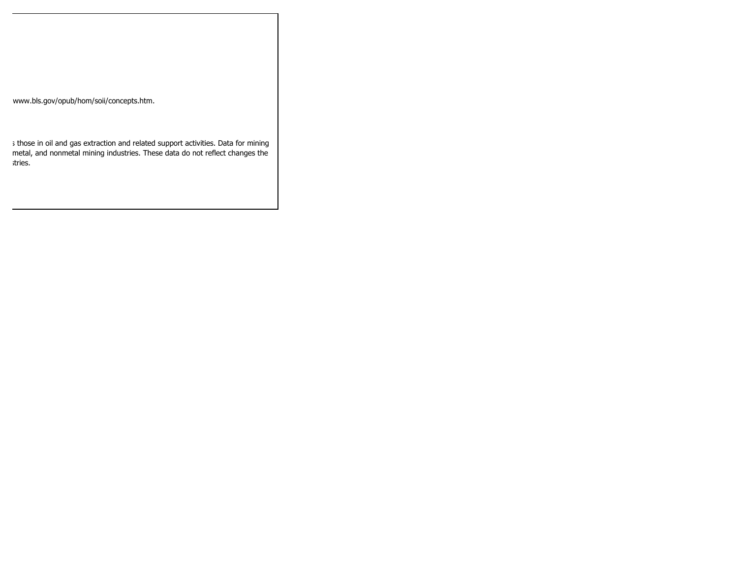www.bls.gov/opub/hom/soii/concepts.htm.

s those in oil and gas extraction and related support activities. Data for mining metal, and nonmetal mining industries. These data do not reflect changes the stries.